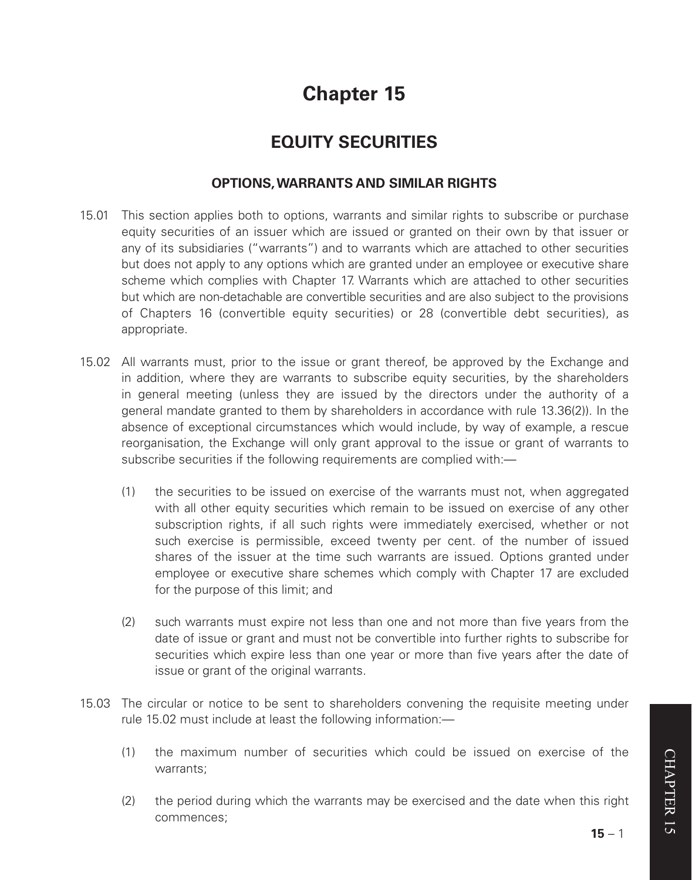# Chapter 15

## EQUITY SECURITIES

### OPTIONS, WARRANTS AND SIMILAR RIGHTS

15.01 This section applies both to options, warrants and similar rights to subscribe or purchase equity securities of an issuer which are issued or granted on their own by that issuer or any of its subsidiaries ("warrants") and to warrants which are attached to other securities but does not apply to any options which are granted under an employee or executive share scheme which complies with Chapter 17. Warrants which are attached to other securities but which are non-detachable are convertible securities and are also subject to the provisions of Chapters 16 (convertible equity securities) or 28 (convertible debt securities), as appropriate.

15.02 All warrants must, prior to the issue or grant thereof, be approved by the Exchange and in addition, where they are warrants to subscribe equity securities, by the shareholders in general meeting (unless they are issued by the directors under the authority of a general mandate granted to them by shareholders in accordance with rule 13.36(2)). In the absence of exceptional circumstances which would include, by way of example, a rescue reorganisation, the Exchange will only grant approval to the issue or grant of warrants to subscribe securities if the following requirements are complied with:—

(1) the securities to be issued on exercise of the warrants must not, when aggregated with all other equity securities which remain to be issued on exercise of any other subscription rights, if all such rights were immediately exercised, whether or not such exercise is permissible, exceed twenty per cent. of the number of issued shares of the issuer at the time such warrants are issued. Options granted under employee or executive share schemes which comply with Chapter 17 are excluded for the purpose of this limit; and

(2) such warrants must expire not less than one and not more than five years from the date of issue or grant and must not be convertible into further rights to subscribe for securities which expire less than one year or more than five years after the date of issue or grant of the original warrants.

15.03 The circular or notice to be sent to shareholders convening the requisite meeting under rule 15.02 must include at least the following information:—

(1) the maximum number of securities which could be issued on exercise of the warrants;

(2) the period during which the warrants may be exercised and the date when this right commences;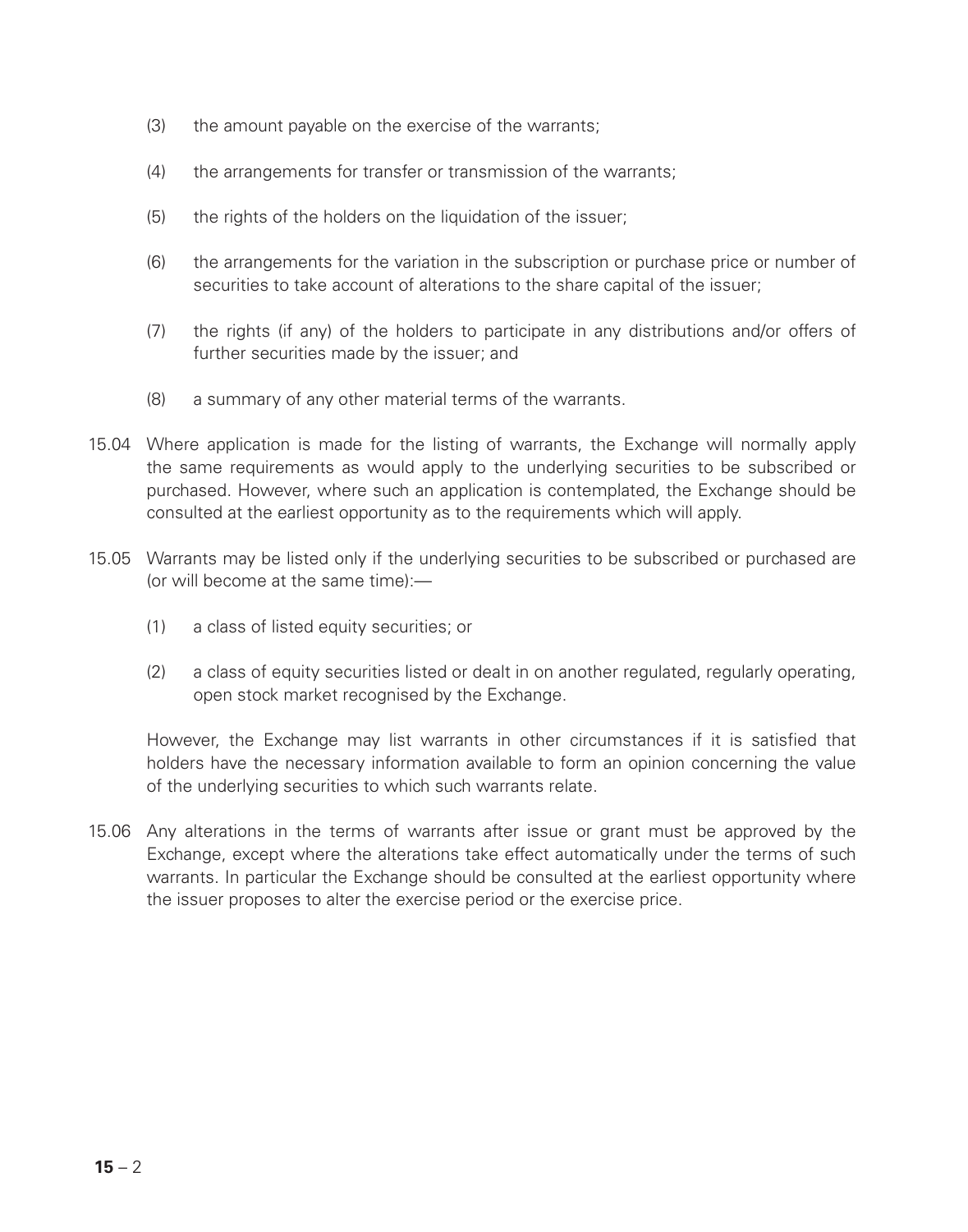(3) the amount payable on the exercise of the warrants;

(4) the arrangements for transfer or transmission of the warrants;

(5) the rights of the holders on the liquidation of the issuer;

(6) the arrangements for the variation in the subscription or purchase price or number of securities to take account of alterations to the share capital of the issuer;

(7) the rights (if any) of the holders to participate in any distributions and/or offers of further securities made by the issuer; and

(8) a summary of any other material terms of the warrants.

15.04 Where application is made for the listing of warrants, the Exchange will normally apply the same requirements as would apply to the underlying securities to be subscribed or purchased. However, where such an application is contemplated, the Exchange should be consulted at the earliest opportunity as to the requirements which will apply.

15.05 Warrants may be listed only if the underlying securities to be subscribed or purchased are (or will become at the same time):—

(1) a class of listed equity securities; or

(2) a class of equity securities listed or dealt in on another regulated, regularly operating, open stock market recognised by the Exchange.

However, the Exchange may list warrants in other circumstances if it is satisfied that holders have the necessary information available to form an opinion concerning the value of the underlying securities to which such warrants relate.

15.06 Any alterations in the terms of warrants after issue or grant must be approved by the Exchange, except where the alterations take effect automatically under the terms of such warrants. In particular the Exchange should be consulted at the earliest opportunity where the issuer proposes to alter the exercise period or the exercise price.